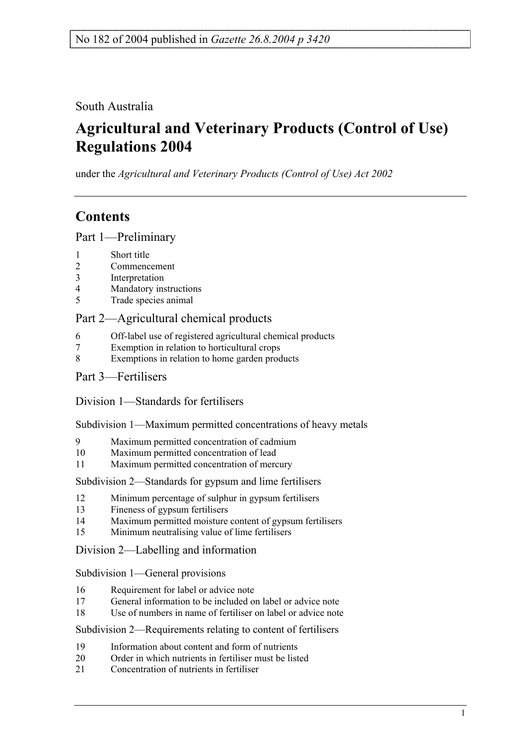No 182 of 2004 published in *Gazette 26.8.2004 p 3420*

South Australia

# Agricultural and Veterinary Products (Control of Use) Regulations 2004

under the *Agricultural and Veterinary Products (Control of Use) Act 2002*

## Contents

### Part 1—Preliminary

1 Short title
2 Commencement
3 Interpretation
4 Mandatory instructions
5 Trade species animal

### Part 2—Agricultural chemical products

6 Off-label use of registered agricultural chemical products
7 Exemption in relation to horticultural crops
8 Exemptions in relation to home garden products

### Part 3—Fertilisers

#### Division 1—Standards for fertilisers

##### Subdivision 1—Maximum permitted concentrations of heavy metals

9 Maximum permitted concentration of cadmium
10 Maximum permitted concentration of lead
11 Maximum permitted concentration of mercury

##### Subdivision 2—Standards for gypsum and lime fertilisers

12 Minimum percentage of sulphur in gypsum fertilisers
13 Fineness of gypsum fertilisers
14 Maximum permitted moisture content of gypsum fertilisers
15 Minimum neutralising value of lime fertilisers

#### Division 2—Labelling and information

##### Subdivision 1—General provisions

16 Requirement for label or advice note
17 General information to be included on label or advice note
18 Use of numbers in name of fertiliser on label or advice note

##### Subdivision 2—Requirements relating to content of fertilisers

19 Information about content and form of nutrients
20 Order in which nutrients in fertiliser must be listed
21 Concentration of nutrients in fertiliser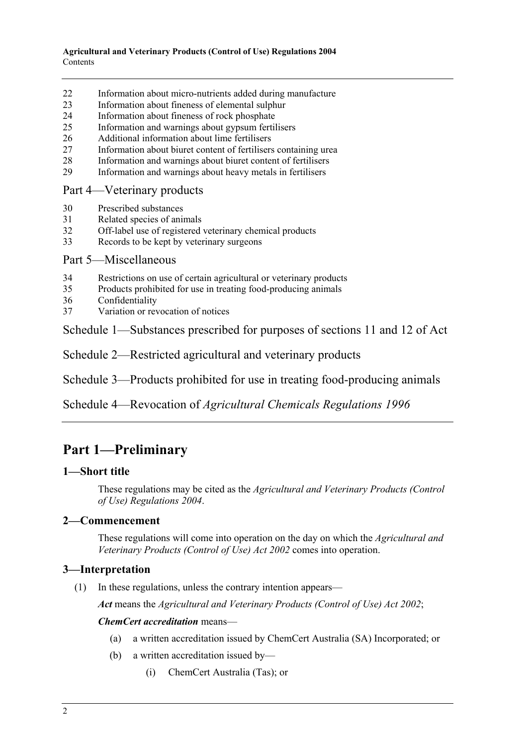22 Information about micro-nutrients added during manufacture
23 Information about fineness of elemental sulphur
24 Information about fineness of rock phosphate
25 Information and warnings about gypsum fertilisers
26 Additional information about lime fertilisers
27 Information about biuret content of fertilisers containing urea
28 Information and warnings about biuret content of fertilisers
29 Information and warnings about heavy metals in fertilisers

Part 4—Veterinary products

30 Prescribed substances
31 Related species of animals
32 Off-label use of registered veterinary chemical products
33 Records to be kept by veterinary surgeons

Part 5—Miscellaneous

34 Restrictions on use of certain agricultural or veterinary products
35 Products prohibited for use in treating food-producing animals
36 Confidentiality
37 Variation or revocation of notices

Schedule 1—Substances prescribed for purposes of sections 11 and 12 of Act

Schedule 2—Restricted agricultural and veterinary products

Schedule 3—Products prohibited for use in treating food-producing animals

Schedule 4—Revocation of *Agricultural Chemicals Regulations 1996*

# Part 1—Preliminary

## 1—Short title

These regulations may be cited as the *Agricultural and Veterinary Products (Control of Use) Regulations 2004*.

## 2—Commencement

These regulations will come into operation on the day on which the *Agricultural and Veterinary Products (Control of Use) Act 2002* comes into operation.

## 3—Interpretation

(1) In these regulations, unless the contrary intention appears—

***Act*** means the *Agricultural and Veterinary Products (Control of Use) Act 2002*;

***ChemCert accreditation*** means—

(a) a written accreditation issued by ChemCert Australia (SA) Incorporated; or

(b) a written accreditation issued by—

(i) ChemCert Australia (Tas); or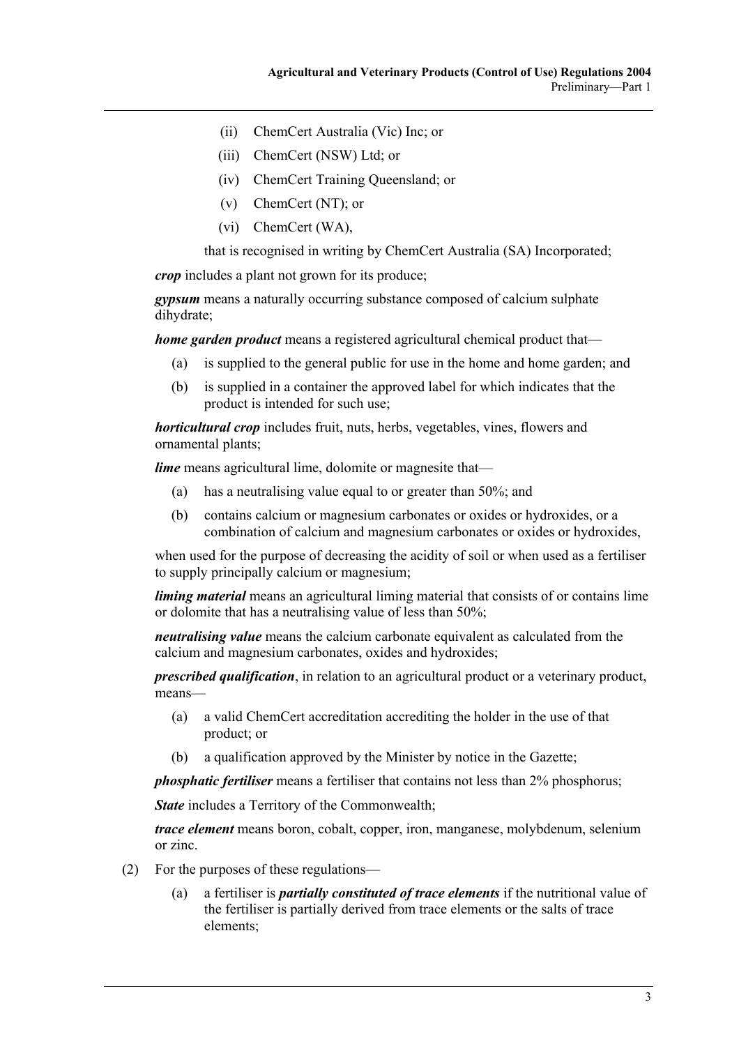(ii) ChemCert Australia (Vic) Inc; or

(iii) ChemCert (NSW) Ltd; or

(iv) ChemCert Training Queensland; or

(v) ChemCert (NT); or

(vi) ChemCert (WA),

that is recognised in writing by ChemCert Australia (SA) Incorporated;

***crop*** includes a plant not grown for its produce;

***gypsum*** means a naturally occurring substance composed of calcium sulphate dihydrate;

***home garden product*** means a registered agricultural chemical product that—

- (a) is supplied to the general public for use in the home and home garden; and
- (b) is supplied in a container the approved label for which indicates that the product is intended for such use;

***horticultural crop*** includes fruit, nuts, herbs, vegetables, vines, flowers and ornamental plants;

***lime*** means agricultural lime, dolomite or magnesite that—

- (a) has a neutralising value equal to or greater than 50%; and
- (b) contains calcium or magnesium carbonates or oxides or hydroxides, or a combination of calcium and magnesium carbonates or oxides or hydroxides,

when used for the purpose of decreasing the acidity of soil or when used as a fertiliser to supply principally calcium or magnesium;

***liming material*** means an agricultural liming material that consists of or contains lime or dolomite that has a neutralising value of less than 50%;

***neutralising value*** means the calcium carbonate equivalent as calculated from the calcium and magnesium carbonates, oxides and hydroxides;

***prescribed qualification***, in relation to an agricultural product or a veterinary product, means—

- (a) a valid ChemCert accreditation accrediting the holder in the use of that product; or
- (b) a qualification approved by the Minister by notice in the Gazette;

***phosphatic fertiliser*** means a fertiliser that contains not less than 2% phosphorus;

***State*** includes a Territory of the Commonwealth;

***trace element*** means boron, cobalt, copper, iron, manganese, molybdenum, selenium or zinc.

(2) For the purposes of these regulations—

- (a) a fertiliser is ***partially constituted of trace elements*** if the nutritional value of the fertiliser is partially derived from trace elements or the salts of trace elements;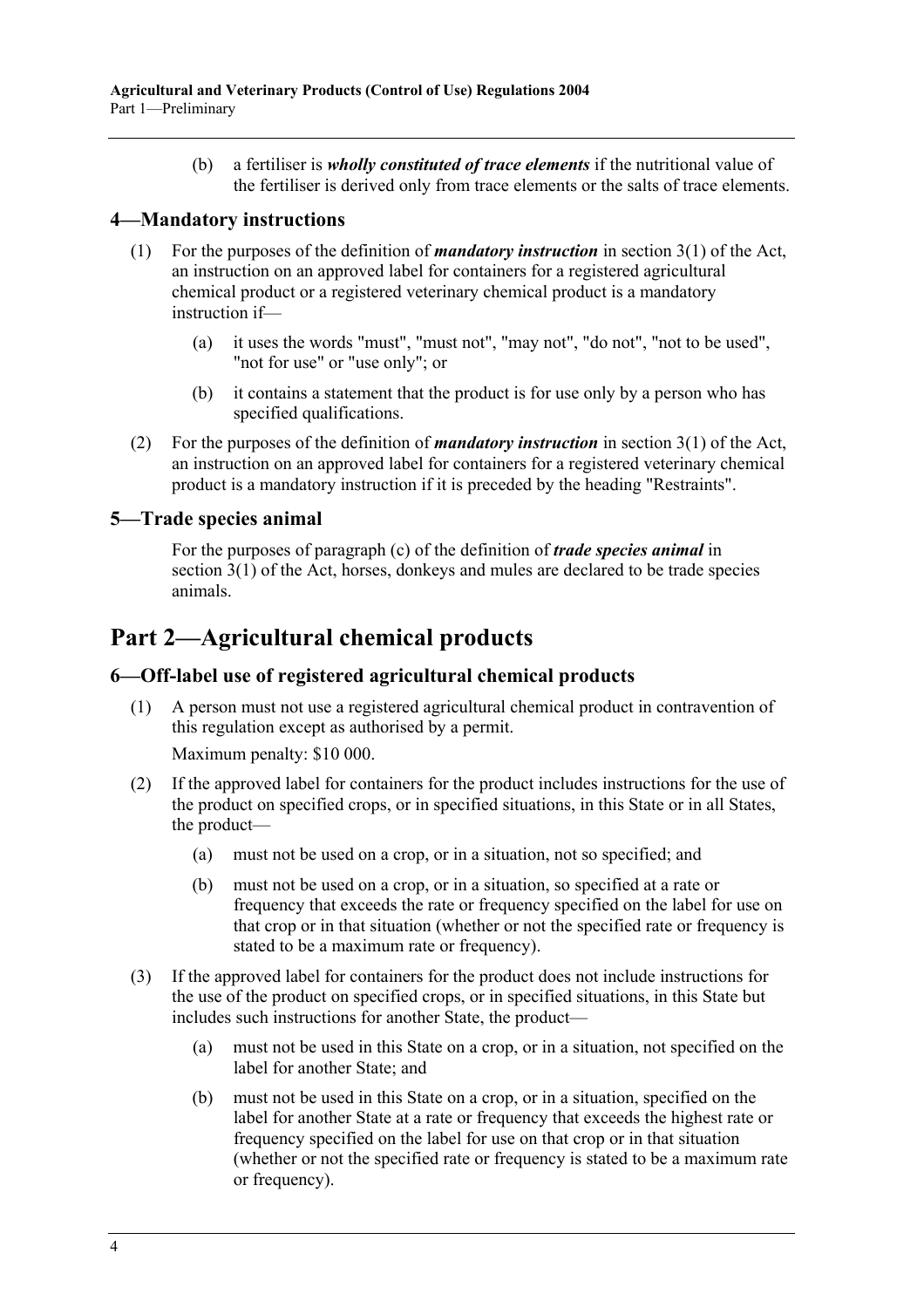(b) a fertiliser is ***wholly constituted of trace elements*** if the nutritional value of the fertiliser is derived only from trace elements or the salts of trace elements.

### 4—Mandatory instructions

(1) For the purposes of the definition of ***mandatory instruction*** in section 3(1) of the Act, an instruction on an approved label for containers for a registered agricultural chemical product or a registered veterinary chemical product is a mandatory instruction if—

(a) it uses the words "must", "must not", "may not", "do not", "not to be used", "not for use" or "use only"; or

(b) it contains a statement that the product is for use only by a person who has specified qualifications.

(2) For the purposes of the definition of ***mandatory instruction*** in section 3(1) of the Act, an instruction on an approved label for containers for a registered veterinary chemical product is a mandatory instruction if it is preceded by the heading "Restraints".

### 5—Trade species animal

For the purposes of paragraph (c) of the definition of ***trade species animal*** in section 3(1) of the Act, horses, donkeys and mules are declared to be trade species animals.

## Part 2—Agricultural chemical products

### 6—Off-label use of registered agricultural chemical products

(1) A person must not use a registered agricultural chemical product in contravention of this regulation except as authorised by a permit.

Maximum penalty: $10 000.

(2) If the approved label for containers for the product includes instructions for the use of the product on specified crops, or in specified situations, in this State or in all States, the product—

(a) must not be used on a crop, or in a situation, not so specified; and

(b) must not be used on a crop, or in a situation, so specified at a rate or frequency that exceeds the rate or frequency specified on the label for use on that crop or in that situation (whether or not the specified rate or frequency is stated to be a maximum rate or frequency).

(3) If the approved label for containers for the product does not include instructions for the use of the product on specified crops, or in specified situations, in this State but includes such instructions for another State, the product—

(a) must not be used in this State on a crop, or in a situation, not specified on the label for another State; and

(b) must not be used in this State on a crop, or in a situation, specified on the label for another State at a rate or frequency that exceeds the highest rate or frequency specified on the label for use on that crop or in that situation (whether or not the specified rate or frequency is stated to be a maximum rate or frequency).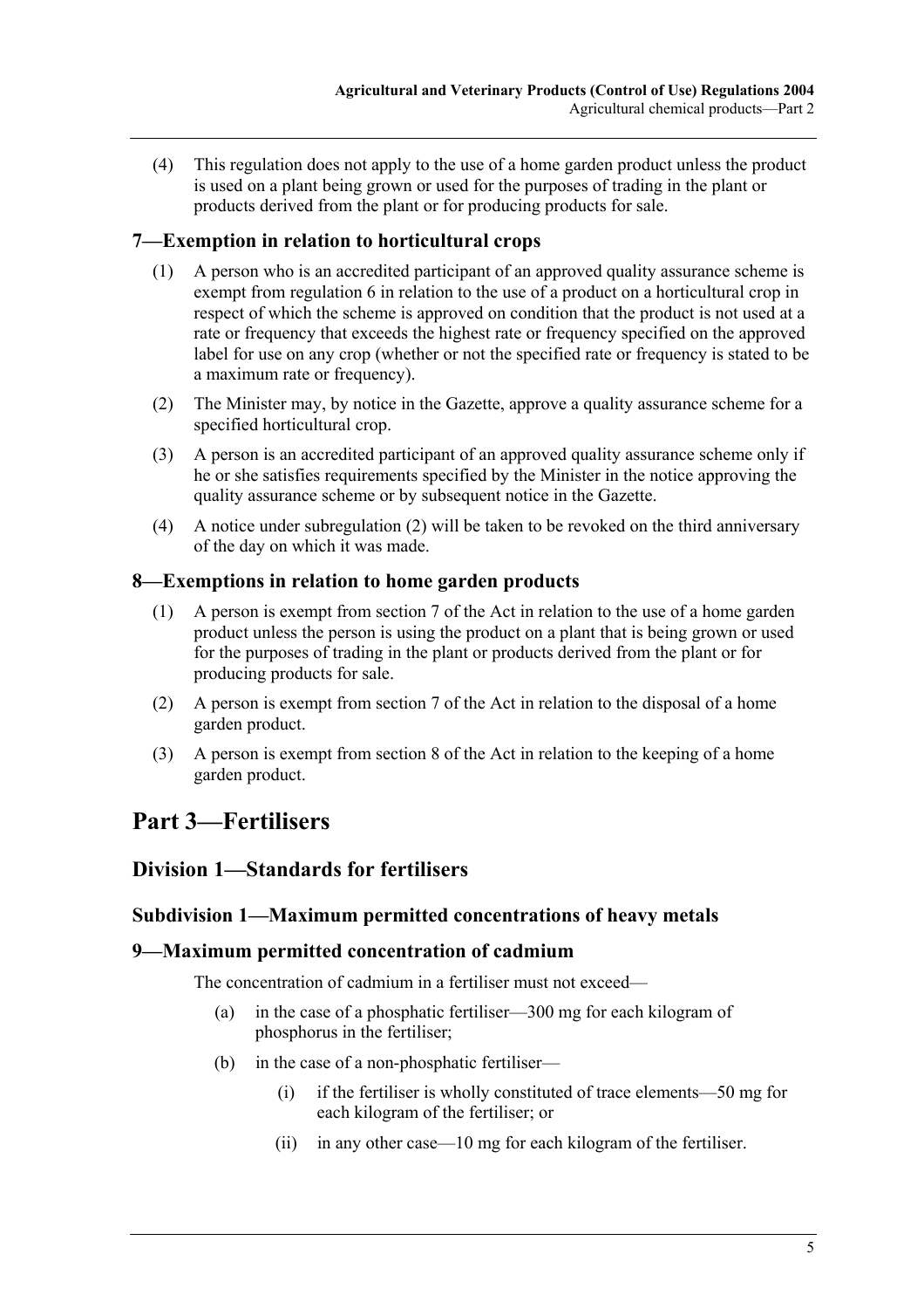(4) This regulation does not apply to the use of a home garden product unless the product is used on a plant being grown or used for the purposes of trading in the plant or products derived from the plant or for producing products for sale.

### 7—Exemption in relation to horticultural crops

(1) A person who is an accredited participant of an approved quality assurance scheme is exempt from regulation 6 in relation to the use of a product on a horticultural crop in respect of which the scheme is approved on condition that the product is not used at a rate or frequency that exceeds the highest rate or frequency specified on the approved label for use on any crop (whether or not the specified rate or frequency is stated to be a maximum rate or frequency).

(2) The Minister may, by notice in the Gazette, approve a quality assurance scheme for a specified horticultural crop.

(3) A person is an accredited participant of an approved quality assurance scheme only if he or she satisfies requirements specified by the Minister in the notice approving the quality assurance scheme or by subsequent notice in the Gazette.

(4) A notice under subregulation (2) will be taken to be revoked on the third anniversary of the day on which it was made.

### 8—Exemptions in relation to home garden products

(1) A person is exempt from section 7 of the Act in relation to the use of a home garden product unless the person is using the product on a plant that is being grown or used for the purposes of trading in the plant or products derived from the plant or for producing products for sale.

(2) A person is exempt from section 7 of the Act in relation to the disposal of a home garden product.

(3) A person is exempt from section 8 of the Act in relation to the keeping of a home garden product.

# Part 3—Fertilisers

## Division 1—Standards for fertilisers

### Subdivision 1—Maximum permitted concentrations of heavy metals

### 9—Maximum permitted concentration of cadmium

The concentration of cadmium in a fertiliser must not exceed—

(a) in the case of a phosphatic fertiliser—300 mg for each kilogram of phosphorus in the fertiliser;

(b) in the case of a non-phosphatic fertiliser—

(i) if the fertiliser is wholly constituted of trace elements—50 mg for each kilogram of the fertiliser; or

(ii) in any other case—10 mg for each kilogram of the fertiliser.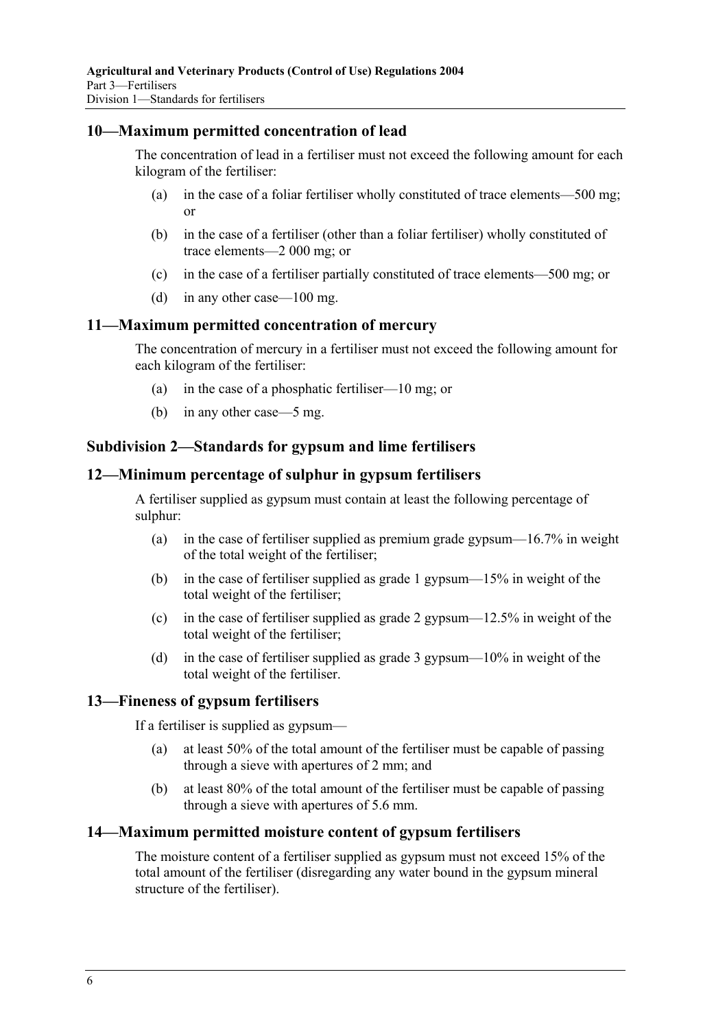## 10—Maximum permitted concentration of lead

The concentration of lead in a fertiliser must not exceed the following amount for each kilogram of the fertiliser:

(a) in the case of a foliar fertiliser wholly constituted of trace elements—500 mg; or

(b) in the case of a fertiliser (other than a foliar fertiliser) wholly constituted of trace elements—2 000 mg; or

(c) in the case of a fertiliser partially constituted of trace elements—500 mg; or

(d) in any other case—100 mg.

## 11—Maximum permitted concentration of mercury

The concentration of mercury in a fertiliser must not exceed the following amount for each kilogram of the fertiliser:

(a) in the case of a phosphatic fertiliser—10 mg; or

(b) in any other case—5 mg.

### Subdivision 2—Standards for gypsum and lime fertilisers

## 12—Minimum percentage of sulphur in gypsum fertilisers

A fertiliser supplied as gypsum must contain at least the following percentage of sulphur:

(a) in the case of fertiliser supplied as premium grade gypsum—16.7% in weight of the total weight of the fertiliser;

(b) in the case of fertiliser supplied as grade 1 gypsum—15% in weight of the total weight of the fertiliser;

(c) in the case of fertiliser supplied as grade 2 gypsum—12.5% in weight of the total weight of the fertiliser;

(d) in the case of fertiliser supplied as grade 3 gypsum—10% in weight of the total weight of the fertiliser.

## 13—Fineness of gypsum fertilisers

If a fertiliser is supplied as gypsum—

(a) at least 50% of the total amount of the fertiliser must be capable of passing through a sieve with apertures of 2 mm; and

(b) at least 80% of the total amount of the fertiliser must be capable of passing through a sieve with apertures of 5.6 mm.

## 14—Maximum permitted moisture content of gypsum fertilisers

The moisture content of a fertiliser supplied as gypsum must not exceed 15% of the total amount of the fertiliser (disregarding any water bound in the gypsum mineral structure of the fertiliser).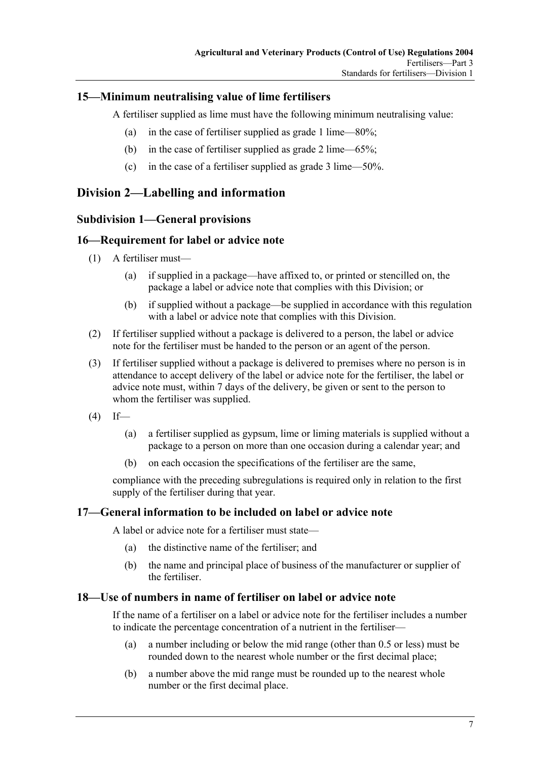## 15—Minimum neutralising value of lime fertilisers

A fertiliser supplied as lime must have the following minimum neutralising value:

(a) in the case of fertiliser supplied as grade 1 lime—80%;

(b) in the case of fertiliser supplied as grade 2 lime—65%;

(c) in the case of a fertiliser supplied as grade 3 lime—50%.

# Division 2—Labelling and information

## Subdivision 1—General provisions

## 16—Requirement for label or advice note

(1) A fertiliser must—

(a) if supplied in a package—have affixed to, or printed or stencilled on, the package a label or advice note that complies with this Division; or

(b) if supplied without a package—be supplied in accordance with this regulation with a label or advice note that complies with this Division.

(2) If fertiliser supplied without a package is delivered to a person, the label or advice note for the fertiliser must be handed to the person or an agent of the person.

(3) If fertiliser supplied without a package is delivered to premises where no person is in attendance to accept delivery of the label or advice note for the fertiliser, the label or advice note must, within 7 days of the delivery, be given or sent to the person to whom the fertiliser was supplied.

(4) If—

(a) a fertiliser supplied as gypsum, lime or liming materials is supplied without a package to a person on more than one occasion during a calendar year; and

(b) on each occasion the specifications of the fertiliser are the same,

compliance with the preceding subregulations is required only in relation to the first supply of the fertiliser during that year.

## 17—General information to be included on label or advice note

A label or advice note for a fertiliser must state—

(a) the distinctive name of the fertiliser; and

(b) the name and principal place of business of the manufacturer or supplier of the fertiliser.

## 18—Use of numbers in name of fertiliser on label or advice note

If the name of a fertiliser on a label or advice note for the fertiliser includes a number to indicate the percentage concentration of a nutrient in the fertiliser—

(a) a number including or below the mid range (other than 0.5 or less) must be rounded down to the nearest whole number or the first decimal place;

(b) a number above the mid range must be rounded up to the nearest whole number or the first decimal place.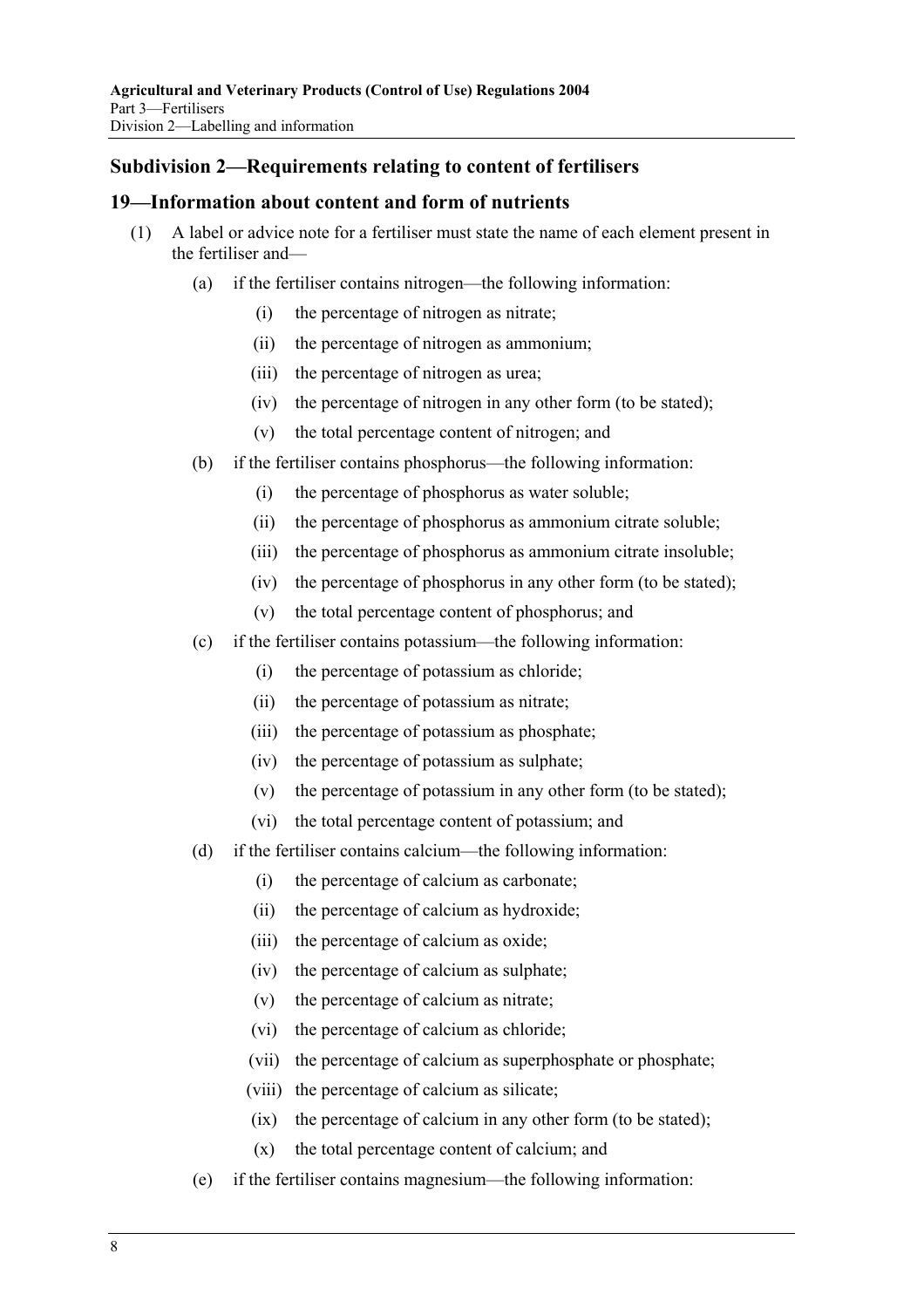## Subdivision 2—Requirements relating to content of fertilisers

### 19—Information about content and form of nutrients

(1) A label or advice note for a fertiliser must state the name of each element present in the fertiliser and—

(a) if the fertiliser contains nitrogen—the following information:

(i) the percentage of nitrogen as nitrate;

(ii) the percentage of nitrogen as ammonium;

(iii) the percentage of nitrogen as urea;

(iv) the percentage of nitrogen in any other form (to be stated);

(v) the total percentage content of nitrogen; and

(b) if the fertiliser contains phosphorus—the following information:

(i) the percentage of phosphorus as water soluble;

(ii) the percentage of phosphorus as ammonium citrate soluble;

(iii) the percentage of phosphorus as ammonium citrate insoluble;

(iv) the percentage of phosphorus in any other form (to be stated);

(v) the total percentage content of phosphorus; and

(c) if the fertiliser contains potassium—the following information:

(i) the percentage of potassium as chloride;

(ii) the percentage of potassium as nitrate;

(iii) the percentage of potassium as phosphate;

(iv) the percentage of potassium as sulphate;

(v) the percentage of potassium in any other form (to be stated);

(vi) the total percentage content of potassium; and

(d) if the fertiliser contains calcium—the following information:

(i) the percentage of calcium as carbonate;

(ii) the percentage of calcium as hydroxide;

(iii) the percentage of calcium as oxide;

(iv) the percentage of calcium as sulphate;

(v) the percentage of calcium as nitrate;

(vi) the percentage of calcium as chloride;

(vii) the percentage of calcium as superphosphate or phosphate;

(viii) the percentage of calcium as silicate;

(ix) the percentage of calcium in any other form (to be stated);

(x) the total percentage content of calcium; and

(e) if the fertiliser contains magnesium—the following information: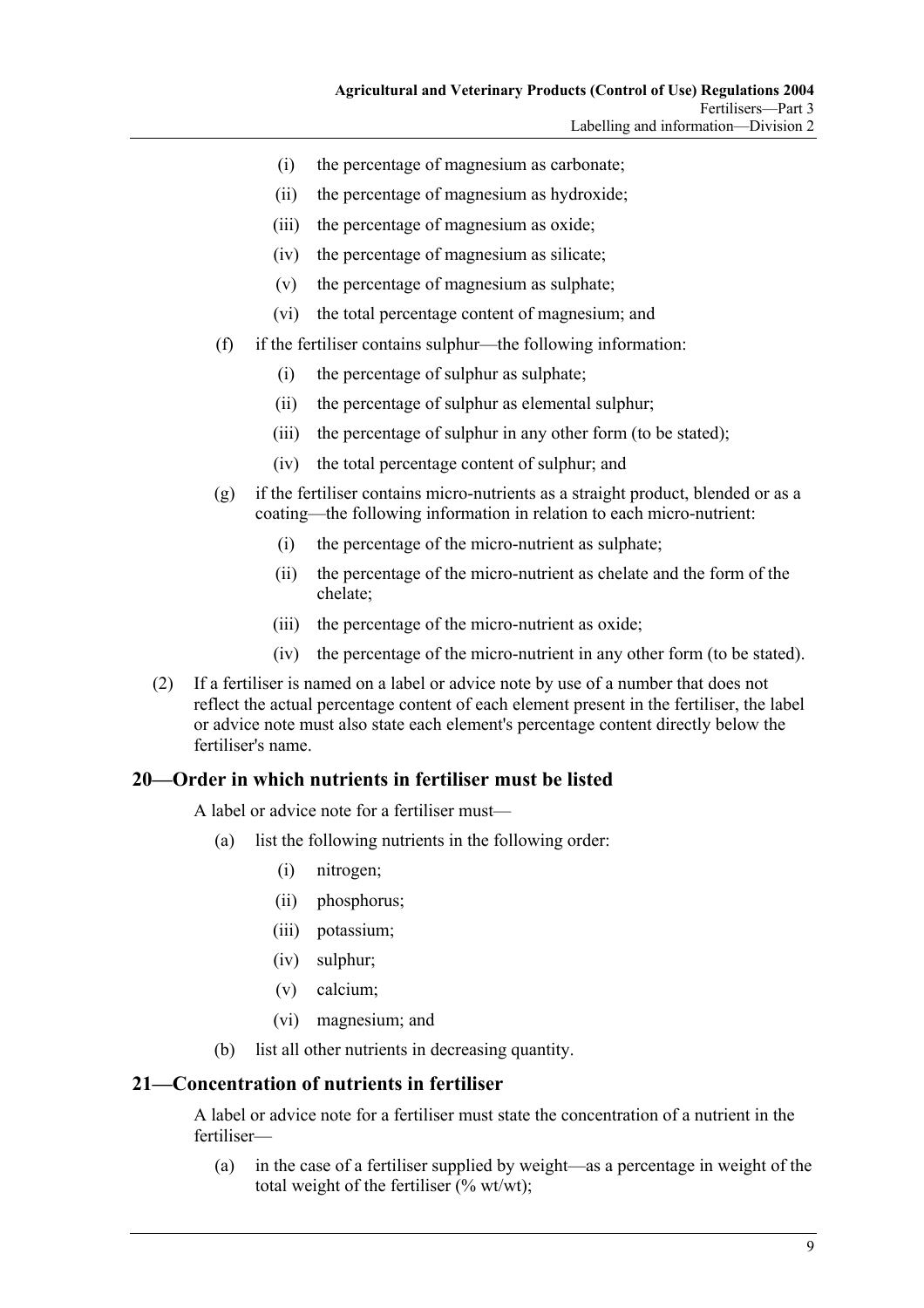(i) the percentage of magnesium as carbonate;

(ii) the percentage of magnesium as hydroxide;

(iii) the percentage of magnesium as oxide;

(iv) the percentage of magnesium as silicate;

(v) the percentage of magnesium as sulphate;

(vi) the total percentage content of magnesium; and

(f) if the fertiliser contains sulphur—the following information:

(i) the percentage of sulphur as sulphate;

(ii) the percentage of sulphur as elemental sulphur;

(iii) the percentage of sulphur in any other form (to be stated);

(iv) the total percentage content of sulphur; and

(g) if the fertiliser contains micro-nutrients as a straight product, blended or as a coating—the following information in relation to each micro-nutrient:

(i) the percentage of the micro-nutrient as sulphate;

(ii) the percentage of the micro-nutrient as chelate and the form of the chelate;

(iii) the percentage of the micro-nutrient as oxide;

(iv) the percentage of the micro-nutrient in any other form (to be stated).

(2) If a fertiliser is named on a label or advice note by use of a number that does not reflect the actual percentage content of each element present in the fertiliser, the label or advice note must also state each element's percentage content directly below the fertiliser's name.

## 20—Order in which nutrients in fertiliser must be listed

A label or advice note for a fertiliser must—

(a) list the following nutrients in the following order:

(i) nitrogen;

(ii) phosphorus;

(iii) potassium;

(iv) sulphur;

(v) calcium;

(vi) magnesium; and

(b) list all other nutrients in decreasing quantity.

## 21—Concentration of nutrients in fertiliser

A label or advice note for a fertiliser must state the concentration of a nutrient in the fertiliser—

(a) in the case of a fertiliser supplied by weight—as a percentage in weight of the total weight of the fertiliser (% wt/wt);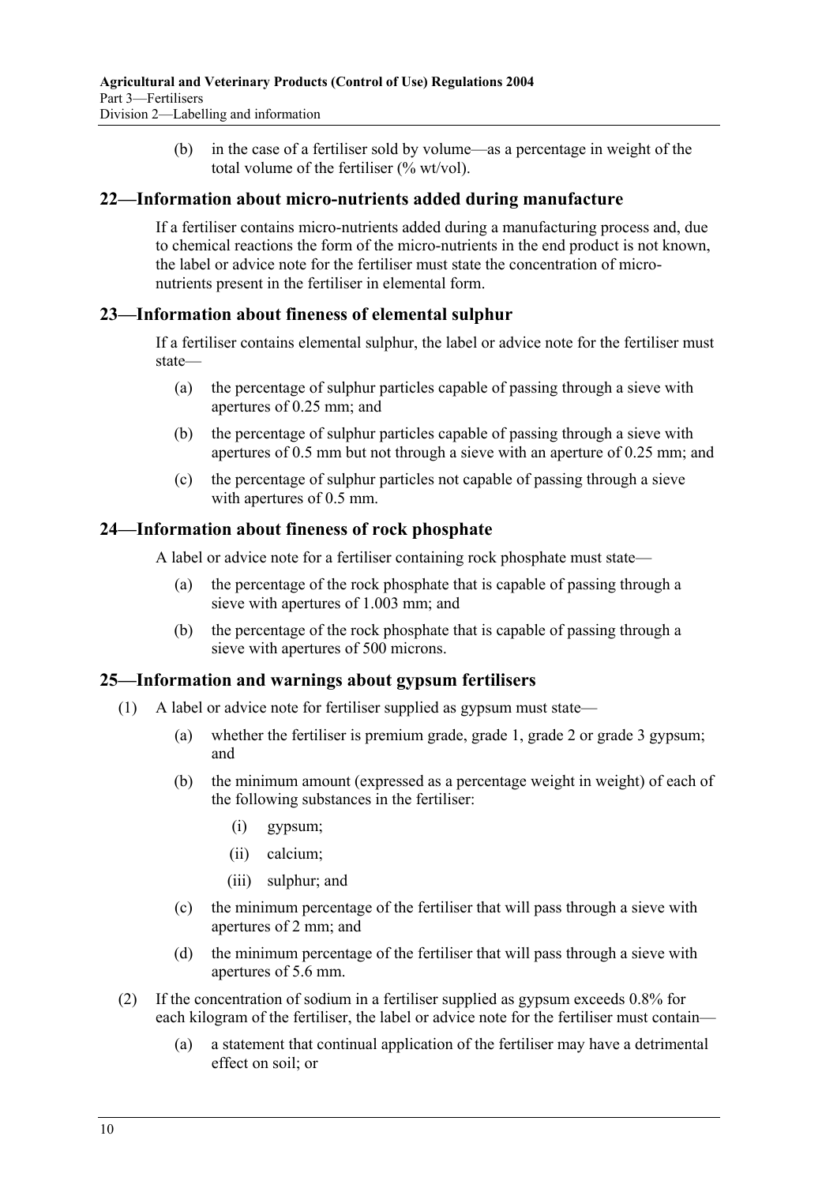(b) in the case of a fertiliser sold by volume—as a percentage in weight of the total volume of the fertiliser (% wt/vol).

## 22—Information about micro-nutrients added during manufacture

If a fertiliser contains micro-nutrients added during a manufacturing process and, due to chemical reactions the form of the micro-nutrients in the end product is not known, the label or advice note for the fertiliser must state the concentration of micro-nutrients present in the fertiliser in elemental form.

## 23—Information about fineness of elemental sulphur

If a fertiliser contains elemental sulphur, the label or advice note for the fertiliser must state—

(a) the percentage of sulphur particles capable of passing through a sieve with apertures of 0.25 mm; and

(b) the percentage of sulphur particles capable of passing through a sieve with apertures of 0.5 mm but not through a sieve with an aperture of 0.25 mm; and

(c) the percentage of sulphur particles not capable of passing through a sieve with apertures of 0.5 mm.

## 24—Information about fineness of rock phosphate

A label or advice note for a fertiliser containing rock phosphate must state—

(a) the percentage of the rock phosphate that is capable of passing through a sieve with apertures of 1.003 mm; and

(b) the percentage of the rock phosphate that is capable of passing through a sieve with apertures of 500 microns.

## 25—Information and warnings about gypsum fertilisers

(1) A label or advice note for fertiliser supplied as gypsum must state—

(a) whether the fertiliser is premium grade, grade 1, grade 2 or grade 3 gypsum; and

(b) the minimum amount (expressed as a percentage weight in weight) of each of the following substances in the fertiliser:

(i) gypsum;

(ii) calcium;

(iii) sulphur; and

(c) the minimum percentage of the fertiliser that will pass through a sieve with apertures of 2 mm; and

(d) the minimum percentage of the fertiliser that will pass through a sieve with apertures of 5.6 mm.

(2) If the concentration of sodium in a fertiliser supplied as gypsum exceeds 0.8% for each kilogram of the fertiliser, the label or advice note for the fertiliser must contain—

(a) a statement that continual application of the fertiliser may have a detrimental effect on soil; or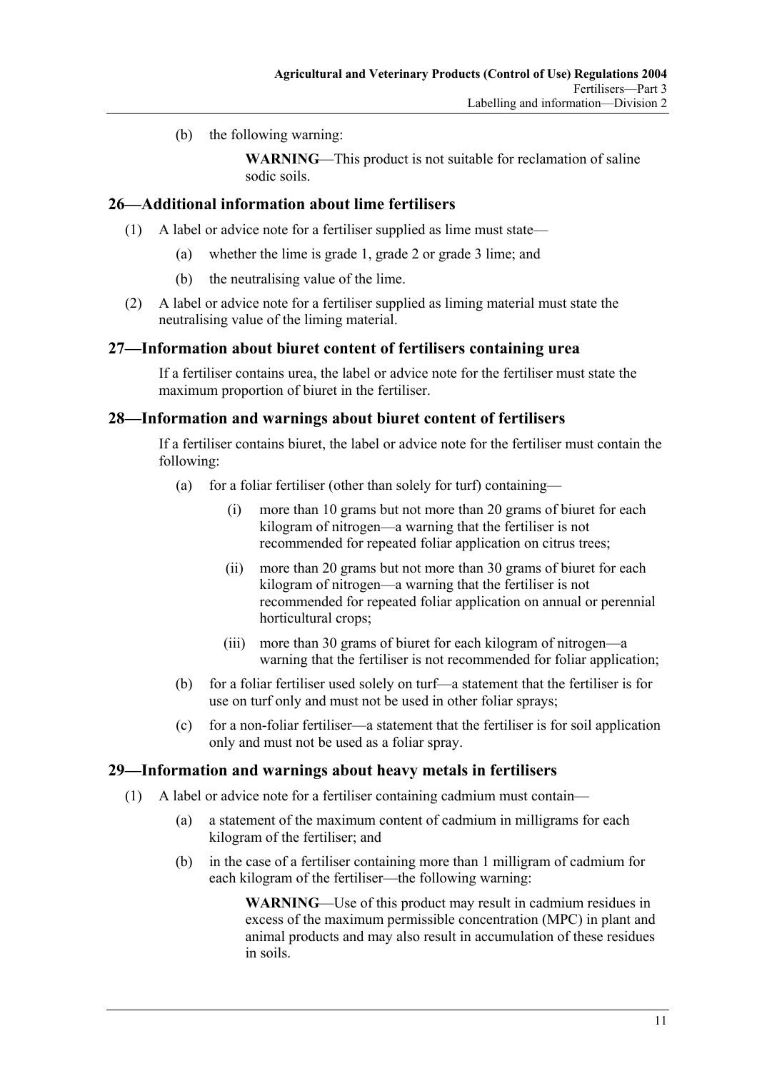(b) the following warning:

> **WARNING**—This product is not suitable for reclamation of saline sodic soils.

## 26—Additional information about lime fertilisers

(1) A label or advice note for a fertiliser supplied as lime must state—

- (a) whether the lime is grade 1, grade 2 or grade 3 lime; and
- (b) the neutralising value of the lime.

(2) A label or advice note for a fertiliser supplied as liming material must state the neutralising value of the liming material.

## 27—Information about biuret content of fertilisers containing urea

If a fertiliser contains urea, the label or advice note for the fertiliser must state the maximum proportion of biuret in the fertiliser.

## 28—Information and warnings about biuret content of fertilisers

If a fertiliser contains biuret, the label or advice note for the fertiliser must contain the following:

- (a) for a foliar fertiliser (other than solely for turf) containing—
  - (i) more than 10 grams but not more than 20 grams of biuret for each kilogram of nitrogen—a warning that the fertiliser is not recommended for repeated foliar application on citrus trees;
  - (ii) more than 20 grams but not more than 30 grams of biuret for each kilogram of nitrogen—a warning that the fertiliser is not recommended for repeated foliar application on annual or perennial horticultural crops;
  - (iii) more than 30 grams of biuret for each kilogram of nitrogen—a warning that the fertiliser is not recommended for foliar application;
- (b) for a foliar fertiliser used solely on turf—a statement that the fertiliser is for use on turf only and must not be used in other foliar sprays;
- (c) for a non-foliar fertiliser—a statement that the fertiliser is for soil application only and must not be used as a foliar spray.

## 29—Information and warnings about heavy metals in fertilisers

(1) A label or advice note for a fertiliser containing cadmium must contain—

- (a) a statement of the maximum content of cadmium in milligrams for each kilogram of the fertiliser; and
- (b) in the case of a fertiliser containing more than 1 milligram of cadmium for each kilogram of the fertiliser—the following warning:

> **WARNING**—Use of this product may result in cadmium residues in excess of the maximum permissible concentration (MPC) in plant and animal products and may also result in accumulation of these residues in soils.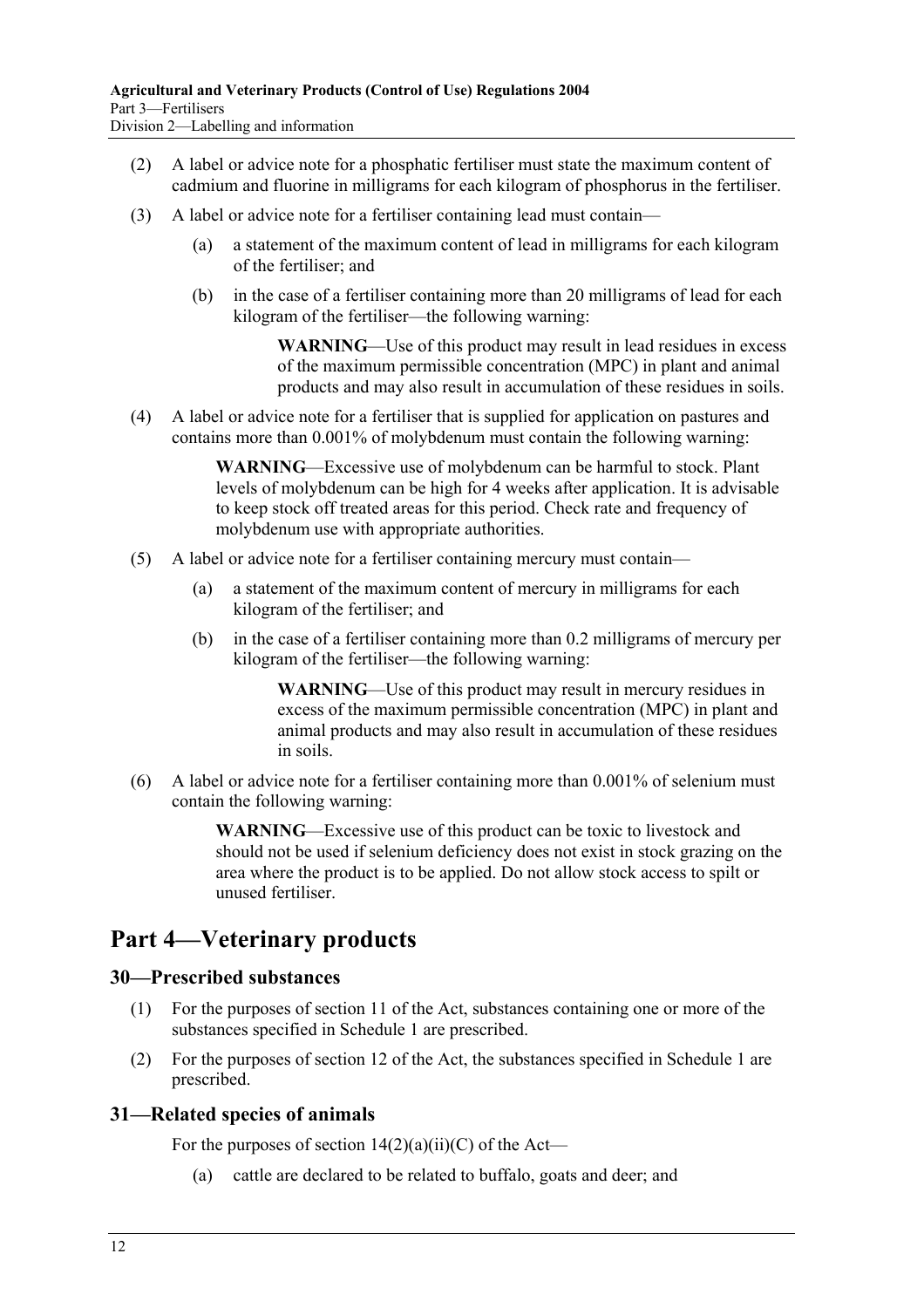(2) A label or advice note for a phosphatic fertiliser must state the maximum content of cadmium and fluorine in milligrams for each kilogram of phosphorus in the fertiliser.

(3) A label or advice note for a fertiliser containing lead must contain—

(a) a statement of the maximum content of lead in milligrams for each kilogram of the fertiliser; and

(b) in the case of a fertiliser containing more than 20 milligrams of lead for each kilogram of the fertiliser—the following warning:

> **WARNING**—Use of this product may result in lead residues in excess of the maximum permissible concentration (MPC) in plant and animal products and may also result in accumulation of these residues in soils.

(4) A label or advice note for a fertiliser that is supplied for application on pastures and contains more than 0.001% of molybdenum must contain the following warning:

> **WARNING**—Excessive use of molybdenum can be harmful to stock. Plant levels of molybdenum can be high for 4 weeks after application. It is advisable to keep stock off treated areas for this period. Check rate and frequency of molybdenum use with appropriate authorities.

(5) A label or advice note for a fertiliser containing mercury must contain—

(a) a statement of the maximum content of mercury in milligrams for each kilogram of the fertiliser; and

(b) in the case of a fertiliser containing more than 0.2 milligrams of mercury per kilogram of the fertiliser—the following warning:

> **WARNING**—Use of this product may result in mercury residues in excess of the maximum permissible concentration (MPC) in plant and animal products and may also result in accumulation of these residues in soils.

(6) A label or advice note for a fertiliser containing more than 0.001% of selenium must contain the following warning:

> **WARNING**—Excessive use of this product can be toxic to livestock and should not be used if selenium deficiency does not exist in stock grazing on the area where the product is to be applied. Do not allow stock access to spilt or unused fertiliser.

# Part 4—Veterinary products

## 30—Prescribed substances

(1) For the purposes of section 11 of the Act, substances containing one or more of the substances specified in Schedule 1 are prescribed.

(2) For the purposes of section 12 of the Act, the substances specified in Schedule 1 are prescribed.

## 31—Related species of animals

For the purposes of section 14(2)(a)(ii)(C) of the Act—

(a) cattle are declared to be related to buffalo, goats and deer; and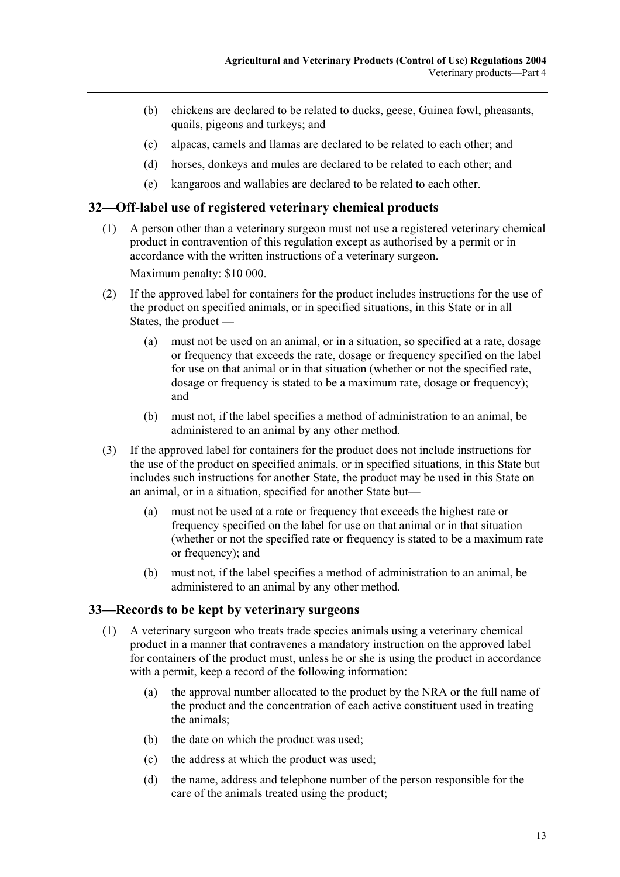(b) chickens are declared to be related to ducks, geese, Guinea fowl, pheasants, quails, pigeons and turkeys; and

(c) alpacas, camels and llamas are declared to be related to each other; and

(d) horses, donkeys and mules are declared to be related to each other; and

(e) kangaroos and wallabies are declared to be related to each other.

## 32—Off-label use of registered veterinary chemical products

(1) A person other than a veterinary surgeon must not use a registered veterinary chemical product in contravention of this regulation except as authorised by a permit or in accordance with the written instructions of a veterinary surgeon.

Maximum penalty: $10 000.

(2) If the approved label for containers for the product includes instructions for the use of the product on specified animals, or in specified situations, in this State or in all States, the product —

(a) must not be used on an animal, or in a situation, so specified at a rate, dosage or frequency that exceeds the rate, dosage or frequency specified on the label for use on that animal or in that situation (whether or not the specified rate, dosage or frequency is stated to be a maximum rate, dosage or frequency); and

(b) must not, if the label specifies a method of administration to an animal, be administered to an animal by any other method.

(3) If the approved label for containers for the product does not include instructions for the use of the product on specified animals, or in specified situations, in this State but includes such instructions for another State, the product may be used in this State on an animal, or in a situation, specified for another State but—

(a) must not be used at a rate or frequency that exceeds the highest rate or frequency specified on the label for use on that animal or in that situation (whether or not the specified rate or frequency is stated to be a maximum rate or frequency); and

(b) must not, if the label specifies a method of administration to an animal, be administered to an animal by any other method.

## 33—Records to be kept by veterinary surgeons

(1) A veterinary surgeon who treats trade species animals using a veterinary chemical product in a manner that contravenes a mandatory instruction on the approved label for containers of the product must, unless he or she is using the product in accordance with a permit, keep a record of the following information:

(a) the approval number allocated to the product by the NRA or the full name of the product and the concentration of each active constituent used in treating the animals;

(b) the date on which the product was used;

(c) the address at which the product was used;

(d) the name, address and telephone number of the person responsible for the care of the animals treated using the product;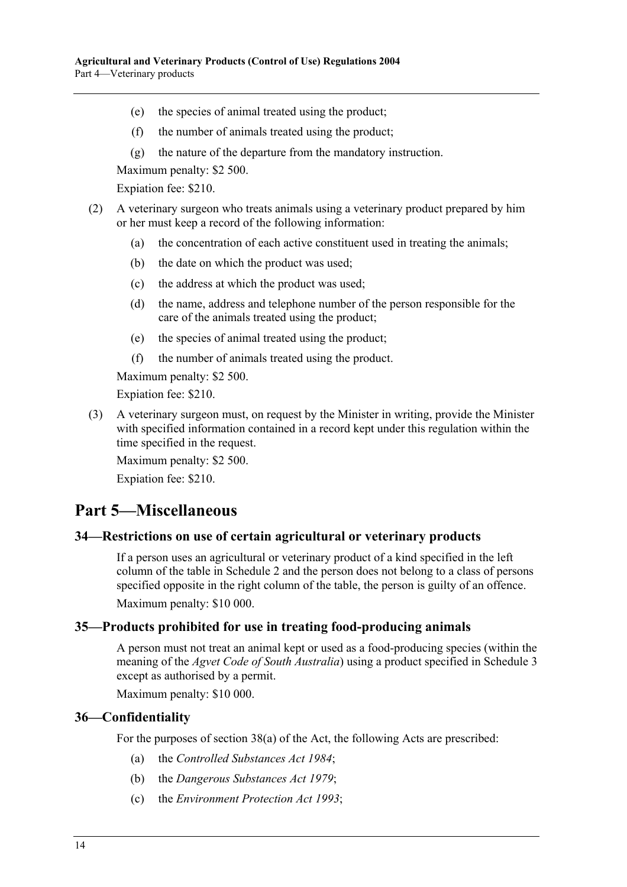(e) the species of animal treated using the product;

(f) the number of animals treated using the product;

(g) the nature of the departure from the mandatory instruction.

Maximum penalty: $2 500.

Expiation fee: $210.

(2) A veterinary surgeon who treats animals using a veterinary product prepared by him or her must keep a record of the following information:

(a) the concentration of each active constituent used in treating the animals;

(b) the date on which the product was used;

(c) the address at which the product was used;

(d) the name, address and telephone number of the person responsible for the care of the animals treated using the product;

(e) the species of animal treated using the product;

(f) the number of animals treated using the product.

Maximum penalty: $2 500.

Expiation fee: $210.

(3) A veterinary surgeon must, on request by the Minister in writing, provide the Minister with specified information contained in a record kept under this regulation within the time specified in the request.

Maximum penalty: $2 500.

Expiation fee: $210.

# Part 5—Miscellaneous

## 34—Restrictions on use of certain agricultural or veterinary products

If a person uses an agricultural or veterinary product of a kind specified in the left column of the table in Schedule 2 and the person does not belong to a class of persons specified opposite in the right column of the table, the person is guilty of an offence.

Maximum penalty: $10 000.

## 35—Products prohibited for use in treating food-producing animals

A person must not treat an animal kept or used as a food-producing species (within the meaning of the *Agvet Code of South Australia*) using a product specified in Schedule 3 except as authorised by a permit.

Maximum penalty: $10 000.

## 36—Confidentiality

For the purposes of section 38(a) of the Act, the following Acts are prescribed:

(a) the *Controlled Substances Act 1984*;

(b) the *Dangerous Substances Act 1979*;

(c) the *Environment Protection Act 1993*;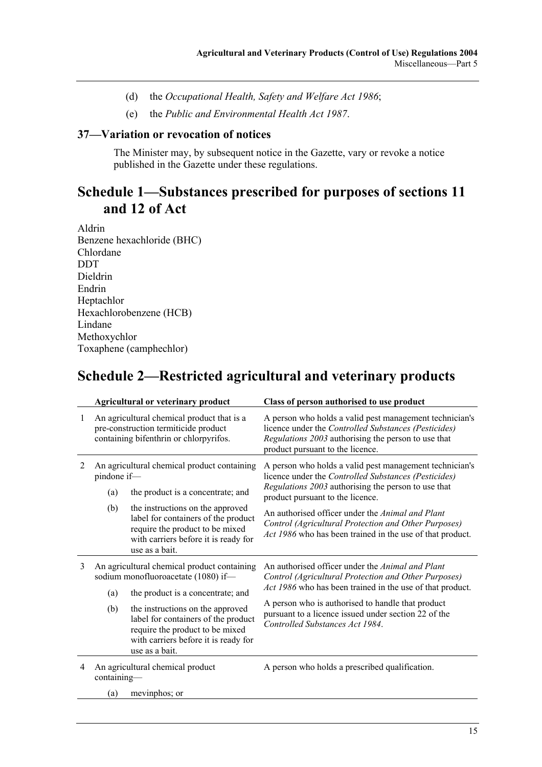(d) the *Occupational Health, Safety and Welfare Act 1986*;

(e) the *Public and Environmental Health Act 1987*.

### 37—Variation or revocation of notices

The Minister may, by subsequent notice in the Gazette, vary or revoke a notice published in the Gazette under these regulations.

## Schedule 1—Substances prescribed for purposes of sections 11 and 12 of Act

Aldrin
Benzene hexachloride (BHC)
Chlordane
DDT
Dieldrin
Endrin
Heptachlor
Hexachlorobenzene (HCB)
Lindane
Methoxychlor
Toxaphene (camphechlor)

## Schedule 2—Restricted agricultural and veterinary products

| | Agricultural or veterinary product | Class of person authorised to use product |
|---|---|---|
| 1 | An agricultural chemical product that is a pre-construction termiticide product containing bifenthrin or chlorpyrifos. | A person who holds a valid pest management technician's licence under the *Controlled Substances (Pesticides) Regulations 2003* authorising the person to use that product pursuant to the licence. |
| 2 | An agricultural chemical product containing pindone if—<br>(a) the product is a concentrate; and<br>(b) the instructions on the approved label for containers of the product require the product to be mixed with carriers before it is ready for use as a bait. | A person who holds a valid pest management technician's licence under the *Controlled Substances (Pesticides) Regulations 2003* authorising the person to use that product pursuant to the licence.<br>An authorised officer under the *Animal and Plant Control (Agricultural Protection and Other Purposes) Act 1986* who has been trained in the use of that product. |
| 3 | An agricultural chemical product containing sodium monofluoroacetate (1080) if—<br>(a) the product is a concentrate; and<br>(b) the instructions on the approved label for containers of the product require the product to be mixed with carriers before it is ready for use as a bait. | An authorised officer under the *Animal and Plant Control (Agricultural Protection and Other Purposes) Act 1986* who has been trained in the use of that product.<br>A person who is authorised to handle that product pursuant to a licence issued under section 22 of the *Controlled Substances Act 1984*. |
| 4 | An agricultural chemical product containing—<br>(a) mevinphos; or | A person who holds a prescribed qualification. |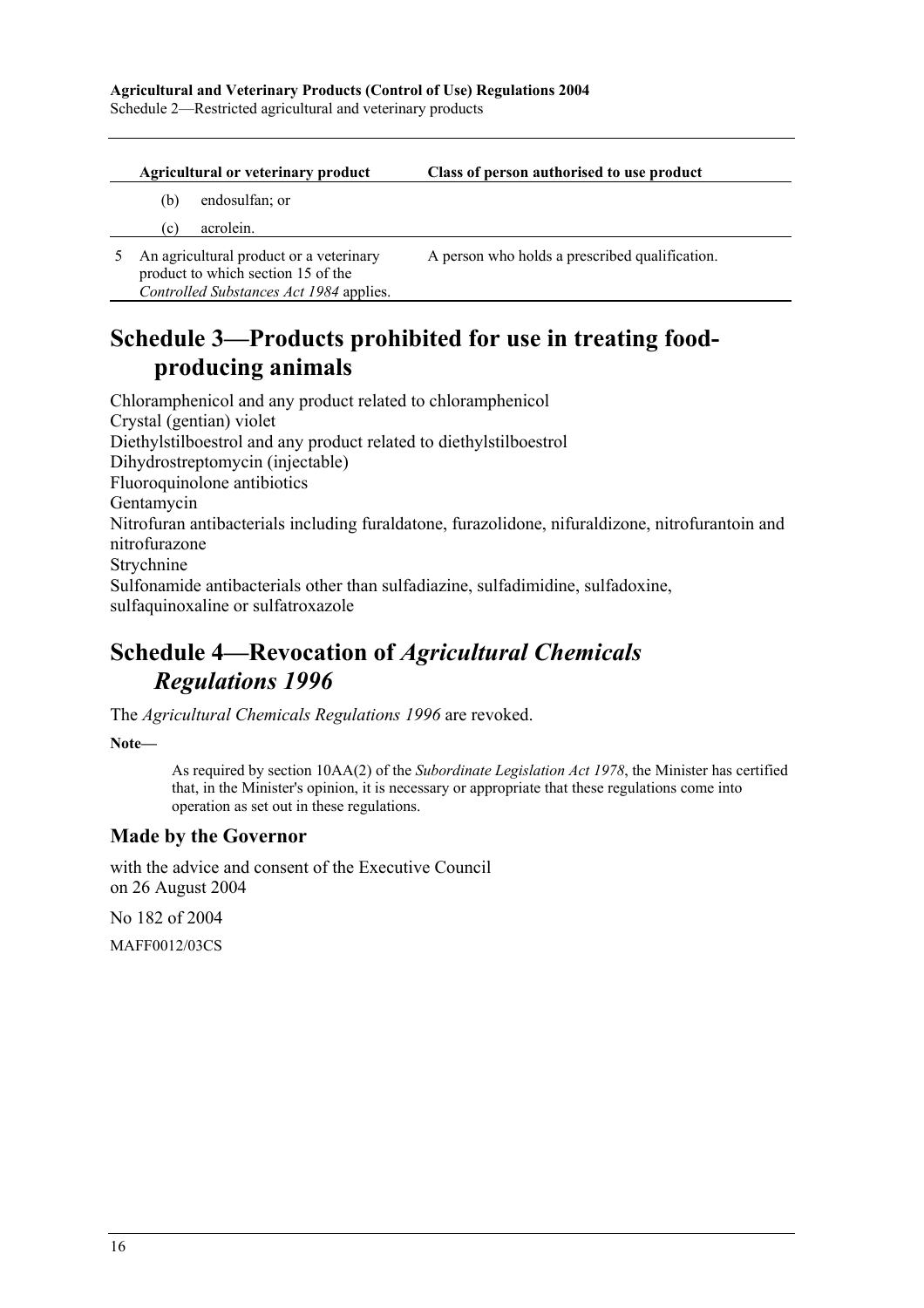| | Agricultural or veterinary product | Class of person authorised to use product |
|---|---|---|
| | (b) endosulfan; or | |
| | (c) acrolein. | |
| 5 | An agricultural product or a veterinary product to which section 15 of the *Controlled Substances Act 1984* applies. | A person who holds a prescribed qualification. |

## Schedule 3—Products prohibited for use in treating food-producing animals

Chloramphenicol and any product related to chloramphenicol
Crystal (gentian) violet
Diethylstilboestrol and any product related to diethylstilboestrol
Dihydrostreptomycin (injectable)
Fluoroquinolone antibiotics
Gentamycin
Nitrofuran antibacterials including furaldatone, furazolidone, nifuraldizone, nitrofurantoin and nitrofurazone
Strychnine
Sulfonamide antibacterials other than sulfadiazine, sulfadimidine, sulfadoxine, sulfaquinoxaline or sulfatroxazole

## Schedule 4—Revocation of *Agricultural Chemicals Regulations 1996*

The *Agricultural Chemicals Regulations 1996* are revoked.

**Note—**

As required by section 10AA(2) of the *Subordinate Legislation Act 1978*, the Minister has certified that, in the Minister's opinion, it is necessary or appropriate that these regulations come into operation as set out in these regulations.

### Made by the Governor

with the advice and consent of the Executive Council
on 26 August 2004

No 182 of 2004

MAFF0012/03CS